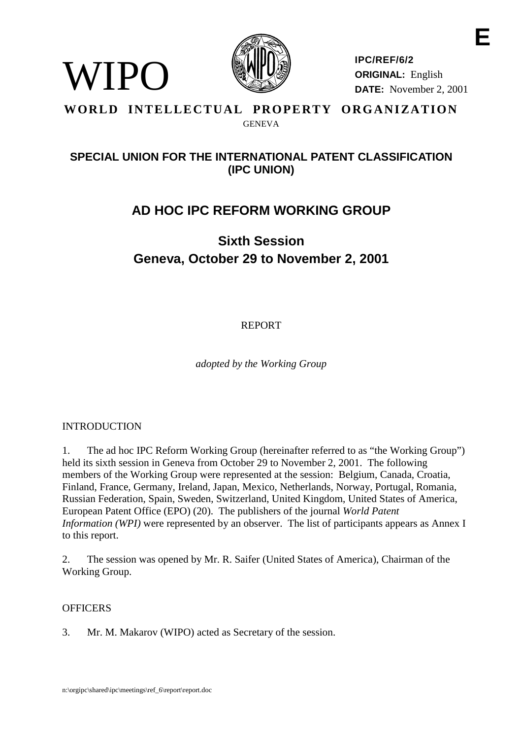E

WIPO

**IPC/REF/6/2**
**ORIGINAL:** English
**DATE:** November 2, 2001

**WORLD INTELLECTUAL PROPERTY ORGANIZATION**

GENEVA

## SPECIAL UNION FOR THE INTERNATIONAL PATENT CLASSIFICATION (IPC UNION)

# AD HOC IPC REFORM WORKING GROUP

## Sixth Session
## Geneva, October 29 to November 2, 2001

REPORT

*adopted by the Working Group*

INTRODUCTION

1. The ad hoc IPC Reform Working Group (hereinafter referred to as "the Working Group") held its sixth session in Geneva from October 29 to November 2, 2001. The following members of the Working Group were represented at the session: Belgium, Canada, Croatia, Finland, France, Germany, Ireland, Japan, Mexico, Netherlands, Norway, Portugal, Romania, Russian Federation, Spain, Sweden, Switzerland, United Kingdom, United States of America, European Patent Office (EPO) (20). The publishers of the journal *World Patent Information (WPI)* were represented by an observer. The list of participants appears as Annex I to this report.

2. The session was opened by Mr. R. Saifer (United States of America), Chairman of the Working Group.

OFFICERS

3. Mr. M. Makarov (WIPO) acted as Secretary of the session.

n:\orgipc\shared\ipc\meetings\ref_6\report\report.doc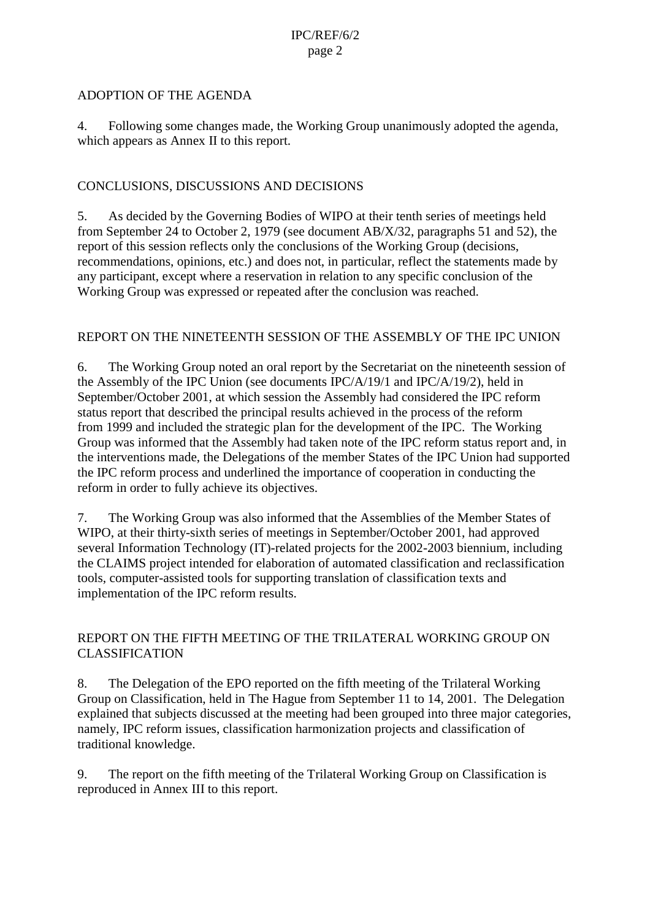## ADOPTION OF THE AGENDA

4. Following some changes made, the Working Group unanimously adopted the agenda, which appears as Annex II to this report.

## CONCLUSIONS, DISCUSSIONS AND DECISIONS

5. As decided by the Governing Bodies of WIPO at their tenth series of meetings held from September 24 to October 2, 1979 (see document AB/X/32, paragraphs 51 and 52), the report of this session reflects only the conclusions of the Working Group (decisions, recommendations, opinions, etc.) and does not, in particular, reflect the statements made by any participant, except where a reservation in relation to any specific conclusion of the Working Group was expressed or repeated after the conclusion was reached.

## REPORT ON THE NINETEENTH SESSION OF THE ASSEMBLY OF THE IPC UNION

6. The Working Group noted an oral report by the Secretariat on the nineteenth session of the Assembly of the IPC Union (see documents IPC/A/19/1 and IPC/A/19/2), held in September/October 2001, at which session the Assembly had considered the IPC reform status report that described the principal results achieved in the process of the reform from 1999 and included the strategic plan for the development of the IPC. The Working Group was informed that the Assembly had taken note of the IPC reform status report and, in the interventions made, the Delegations of the member States of the IPC Union had supported the IPC reform process and underlined the importance of cooperation in conducting the reform in order to fully achieve its objectives.

7. The Working Group was also informed that the Assemblies of the Member States of WIPO, at their thirty-sixth series of meetings in September/October 2001, had approved several Information Technology (IT)-related projects for the 2002-2003 biennium, including the CLAIMS project intended for elaboration of automated classification and reclassification tools, computer-assisted tools for supporting translation of classification texts and implementation of the IPC reform results.

## REPORT ON THE FIFTH MEETING OF THE TRILATERAL WORKING GROUP ON CLASSIFICATION

8. The Delegation of the EPO reported on the fifth meeting of the Trilateral Working Group on Classification, held in The Hague from September 11 to 14, 2001. The Delegation explained that subjects discussed at the meeting had been grouped into three major categories, namely, IPC reform issues, classification harmonization projects and classification of traditional knowledge.

9. The report on the fifth meeting of the Trilateral Working Group on Classification is reproduced in Annex III to this report.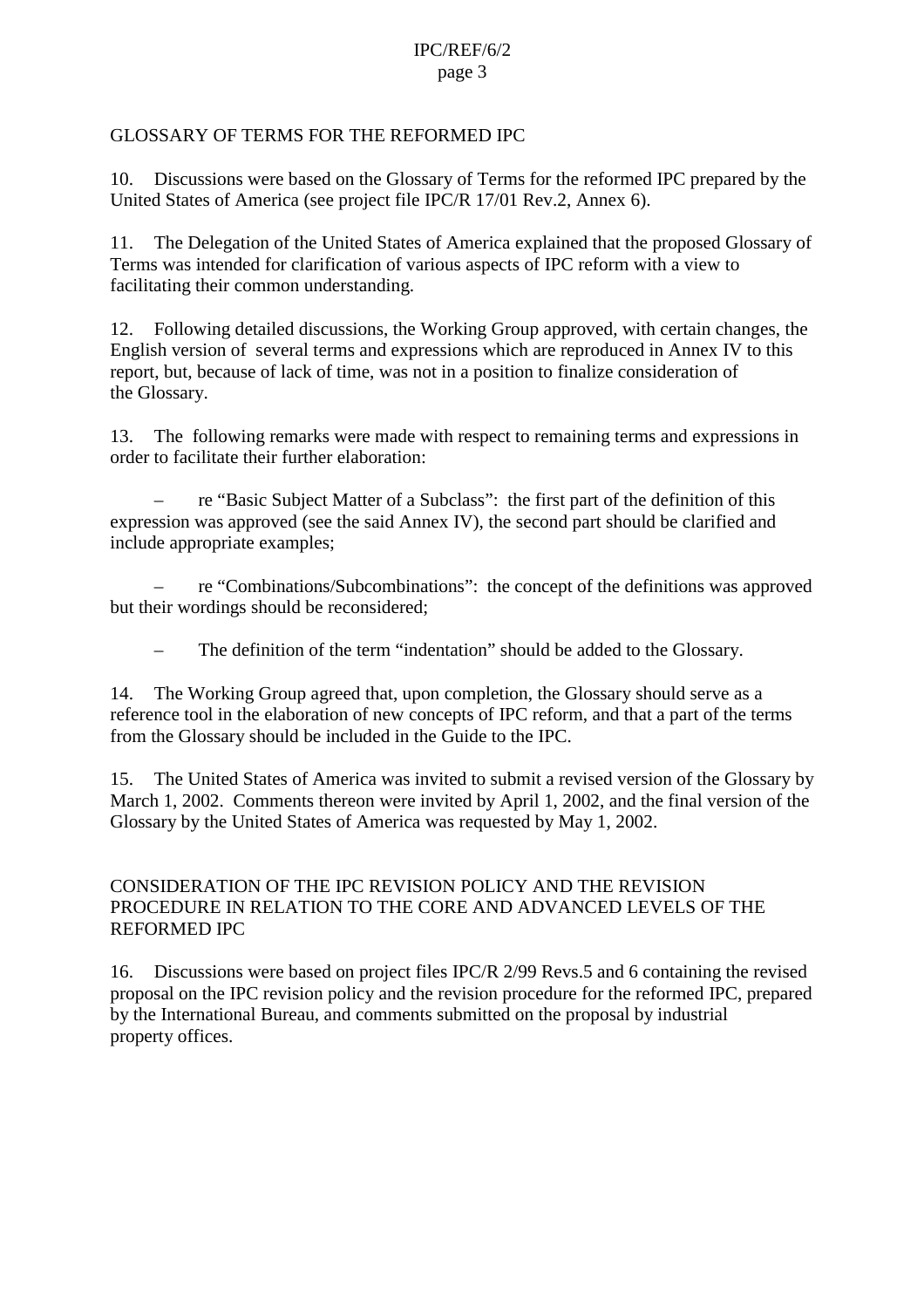## GLOSSARY OF TERMS FOR THE REFORMED IPC

10. Discussions were based on the Glossary of Terms for the reformed IPC prepared by the United States of America (see project file IPC/R 17/01 Rev.2, Annex 6).

11. The Delegation of the United States of America explained that the proposed Glossary of Terms was intended for clarification of various aspects of IPC reform with a view to facilitating their common understanding.

12. Following detailed discussions, the Working Group approved, with certain changes, the English version of several terms and expressions which are reproduced in Annex IV to this report, but, because of lack of time, was not in a position to finalize consideration of the Glossary.

13. The following remarks were made with respect to remaining terms and expressions in order to facilitate their further elaboration:

– re "Basic Subject Matter of a Subclass": the first part of the definition of this expression was approved (see the said Annex IV), the second part should be clarified and include appropriate examples;

– re "Combinations/Subcombinations": the concept of the definitions was approved but their wordings should be reconsidered;

– The definition of the term "indentation" should be added to the Glossary.

14. The Working Group agreed that, upon completion, the Glossary should serve as a reference tool in the elaboration of new concepts of IPC reform, and that a part of the terms from the Glossary should be included in the Guide to the IPC.

15. The United States of America was invited to submit a revised version of the Glossary by March 1, 2002. Comments thereon were invited by April 1, 2002, and the final version of the Glossary by the United States of America was requested by May 1, 2002.

## CONSIDERATION OF THE IPC REVISION POLICY AND THE REVISION PROCEDURE IN RELATION TO THE CORE AND ADVANCED LEVELS OF THE REFORMED IPC

16. Discussions were based on project files IPC/R 2/99 Revs.5 and 6 containing the revised proposal on the IPC revision policy and the revision procedure for the reformed IPC, prepared by the International Bureau, and comments submitted on the proposal by industrial property offices.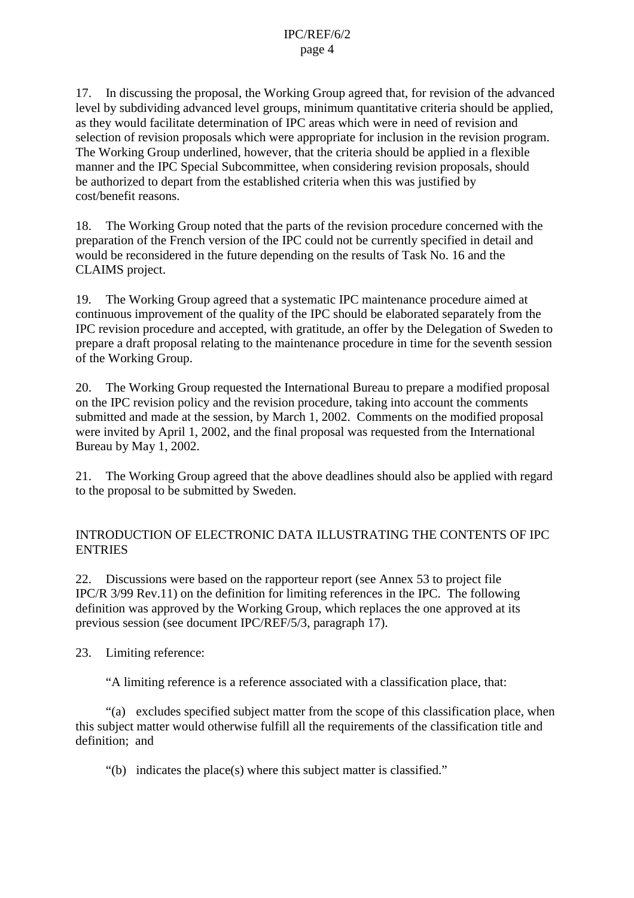17. In discussing the proposal, the Working Group agreed that, for revision of the advanced level by subdividing advanced level groups, minimum quantitative criteria should be applied, as they would facilitate determination of IPC areas which were in need of revision and selection of revision proposals which were appropriate for inclusion in the revision program. The Working Group underlined, however, that the criteria should be applied in a flexible manner and the IPC Special Subcommittee, when considering revision proposals, should be authorized to depart from the established criteria when this was justified by cost/benefit reasons.

18. The Working Group noted that the parts of the revision procedure concerned with the preparation of the French version of the IPC could not be currently specified in detail and would be reconsidered in the future depending on the results of Task No. 16 and the CLAIMS project.

19. The Working Group agreed that a systematic IPC maintenance procedure aimed at continuous improvement of the quality of the IPC should be elaborated separately from the IPC revision procedure and accepted, with gratitude, an offer by the Delegation of Sweden to prepare a draft proposal relating to the maintenance procedure in time for the seventh session of the Working Group.

20. The Working Group requested the International Bureau to prepare a modified proposal on the IPC revision policy and the revision procedure, taking into account the comments submitted and made at the session, by March 1, 2002. Comments on the modified proposal were invited by April 1, 2002, and the final proposal was requested from the International Bureau by May 1, 2002.

21. The Working Group agreed that the above deadlines should also be applied with regard to the proposal to be submitted by Sweden.

## INTRODUCTION OF ELECTRONIC DATA ILLUSTRATING THE CONTENTS OF IPC ENTRIES

22. Discussions were based on the rapporteur report (see Annex 53 to project file IPC/R 3/99 Rev.11) on the definition for limiting references in the IPC. The following definition was approved by the Working Group, which replaces the one approved at its previous session (see document IPC/REF/5/3, paragraph 17).

23. Limiting reference:

"A limiting reference is a reference associated with a classification place, that:

"(a) excludes specified subject matter from the scope of this classification place, when this subject matter would otherwise fulfill all the requirements of the classification title and definition; and

"(b) indicates the place(s) where this subject matter is classified."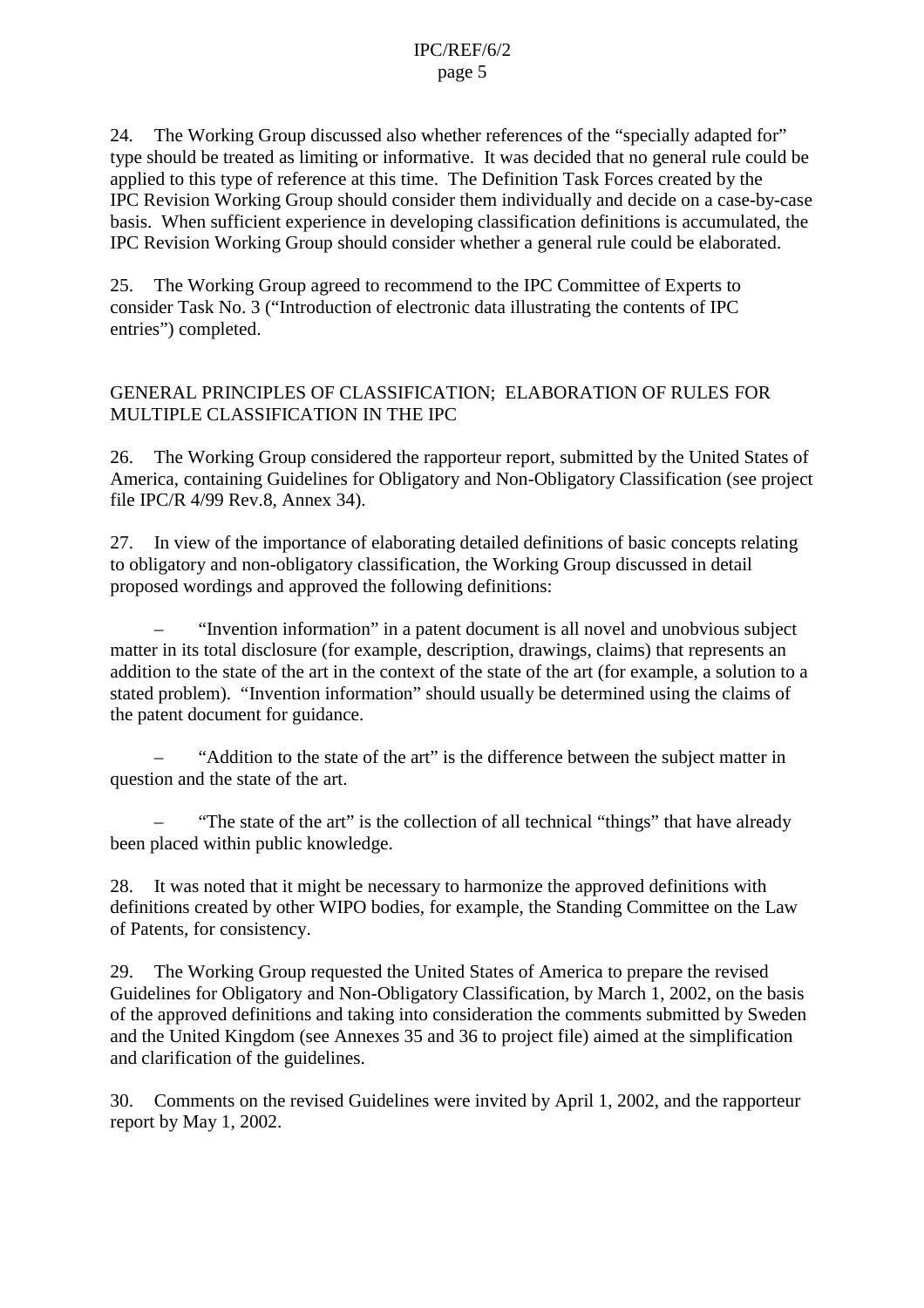24. The Working Group discussed also whether references of the "specially adapted for" type should be treated as limiting or informative. It was decided that no general rule could be applied to this type of reference at this time. The Definition Task Forces created by the IPC Revision Working Group should consider them individually and decide on a case-by-case basis. When sufficient experience in developing classification definitions is accumulated, the IPC Revision Working Group should consider whether a general rule could be elaborated.

25. The Working Group agreed to recommend to the IPC Committee of Experts to consider Task No. 3 ("Introduction of electronic data illustrating the contents of IPC entries") completed.

## GENERAL PRINCIPLES OF CLASSIFICATION; ELABORATION OF RULES FOR MULTIPLE CLASSIFICATION IN THE IPC

26. The Working Group considered the rapporteur report, submitted by the United States of America, containing Guidelines for Obligatory and Non-Obligatory Classification (see project file IPC/R 4/99 Rev.8, Annex 34).

27. In view of the importance of elaborating detailed definitions of basic concepts relating to obligatory and non-obligatory classification, the Working Group discussed in detail proposed wordings and approved the following definitions:

– "Invention information" in a patent document is all novel and unobvious subject matter in its total disclosure (for example, description, drawings, claims) that represents an addition to the state of the art in the context of the state of the art (for example, a solution to a stated problem). "Invention information" should usually be determined using the claims of the patent document for guidance.

– "Addition to the state of the art" is the difference between the subject matter in question and the state of the art.

– "The state of the art" is the collection of all technical "things" that have already been placed within public knowledge.

28. It was noted that it might be necessary to harmonize the approved definitions with definitions created by other WIPO bodies, for example, the Standing Committee on the Law of Patents, for consistency.

29. The Working Group requested the United States of America to prepare the revised Guidelines for Obligatory and Non-Obligatory Classification, by March 1, 2002, on the basis of the approved definitions and taking into consideration the comments submitted by Sweden and the United Kingdom (see Annexes 35 and 36 to project file) aimed at the simplification and clarification of the guidelines.

30. Comments on the revised Guidelines were invited by April 1, 2002, and the rapporteur report by May 1, 2002.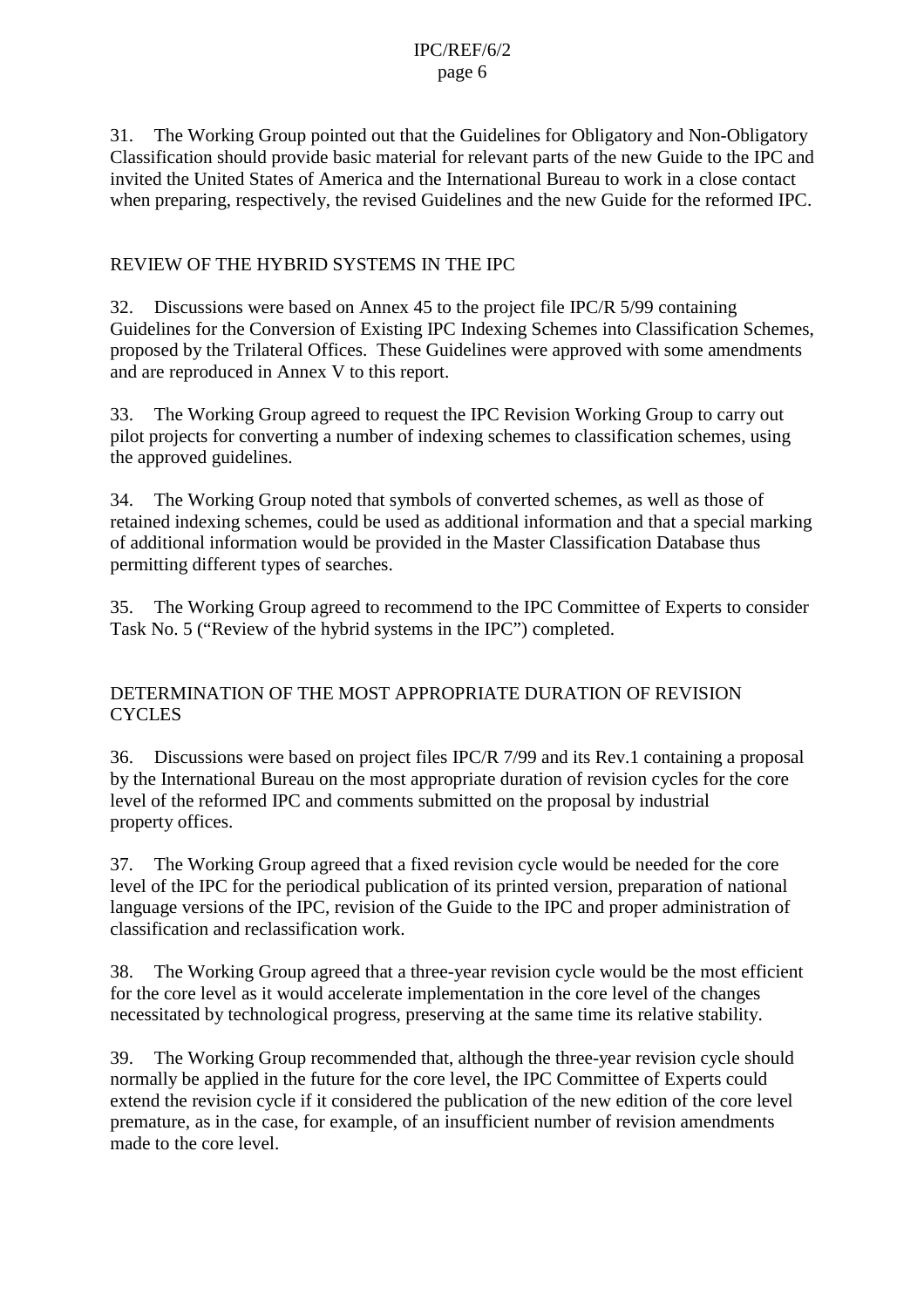31. The Working Group pointed out that the Guidelines for Obligatory and Non-Obligatory Classification should provide basic material for relevant parts of the new Guide to the IPC and invited the United States of America and the International Bureau to work in a close contact when preparing, respectively, the revised Guidelines and the new Guide for the reformed IPC.

## REVIEW OF THE HYBRID SYSTEMS IN THE IPC

32. Discussions were based on Annex 45 to the project file IPC/R 5/99 containing Guidelines for the Conversion of Existing IPC Indexing Schemes into Classification Schemes, proposed by the Trilateral Offices. These Guidelines were approved with some amendments and are reproduced in Annex V to this report.

33. The Working Group agreed to request the IPC Revision Working Group to carry out pilot projects for converting a number of indexing schemes to classification schemes, using the approved guidelines.

34. The Working Group noted that symbols of converted schemes, as well as those of retained indexing schemes, could be used as additional information and that a special marking of additional information would be provided in the Master Classification Database thus permitting different types of searches.

35. The Working Group agreed to recommend to the IPC Committee of Experts to consider Task No. 5 ("Review of the hybrid systems in the IPC") completed.

## DETERMINATION OF THE MOST APPROPRIATE DURATION OF REVISION CYCLES

36. Discussions were based on project files IPC/R 7/99 and its Rev.1 containing a proposal by the International Bureau on the most appropriate duration of revision cycles for the core level of the reformed IPC and comments submitted on the proposal by industrial property offices.

37. The Working Group agreed that a fixed revision cycle would be needed for the core level of the IPC for the periodical publication of its printed version, preparation of national language versions of the IPC, revision of the Guide to the IPC and proper administration of classification and reclassification work.

38. The Working Group agreed that a three-year revision cycle would be the most efficient for the core level as it would accelerate implementation in the core level of the changes necessitated by technological progress, preserving at the same time its relative stability.

39. The Working Group recommended that, although the three-year revision cycle should normally be applied in the future for the core level, the IPC Committee of Experts could extend the revision cycle if it considered the publication of the new edition of the core level premature, as in the case, for example, of an insufficient number of revision amendments made to the core level.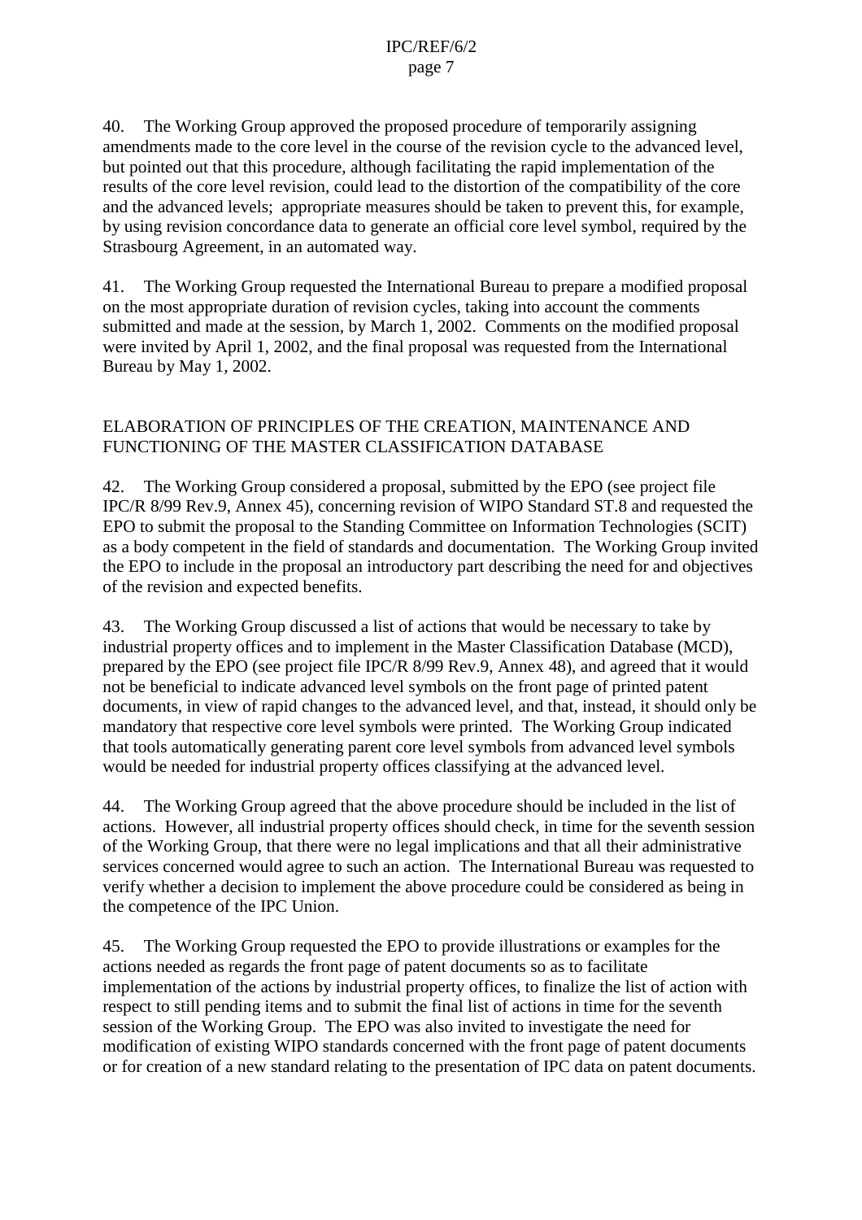40. The Working Group approved the proposed procedure of temporarily assigning amendments made to the core level in the course of the revision cycle to the advanced level, but pointed out that this procedure, although facilitating the rapid implementation of the results of the core level revision, could lead to the distortion of the compatibility of the core and the advanced levels; appropriate measures should be taken to prevent this, for example, by using revision concordance data to generate an official core level symbol, required by the Strasbourg Agreement, in an automated way.

41. The Working Group requested the International Bureau to prepare a modified proposal on the most appropriate duration of revision cycles, taking into account the comments submitted and made at the session, by March 1, 2002. Comments on the modified proposal were invited by April 1, 2002, and the final proposal was requested from the International Bureau by May 1, 2002.

## ELABORATION OF PRINCIPLES OF THE CREATION, MAINTENANCE AND FUNCTIONING OF THE MASTER CLASSIFICATION DATABASE

42. The Working Group considered a proposal, submitted by the EPO (see project file IPC/R 8/99 Rev.9, Annex 45), concerning revision of WIPO Standard ST.8 and requested the EPO to submit the proposal to the Standing Committee on Information Technologies (SCIT) as a body competent in the field of standards and documentation. The Working Group invited the EPO to include in the proposal an introductory part describing the need for and objectives of the revision and expected benefits.

43. The Working Group discussed a list of actions that would be necessary to take by industrial property offices and to implement in the Master Classification Database (MCD), prepared by the EPO (see project file IPC/R 8/99 Rev.9, Annex 48), and agreed that it would not be beneficial to indicate advanced level symbols on the front page of printed patent documents, in view of rapid changes to the advanced level, and that, instead, it should only be mandatory that respective core level symbols were printed. The Working Group indicated that tools automatically generating parent core level symbols from advanced level symbols would be needed for industrial property offices classifying at the advanced level.

44. The Working Group agreed that the above procedure should be included in the list of actions. However, all industrial property offices should check, in time for the seventh session of the Working Group, that there were no legal implications and that all their administrative services concerned would agree to such an action. The International Bureau was requested to verify whether a decision to implement the above procedure could be considered as being in the competence of the IPC Union.

45. The Working Group requested the EPO to provide illustrations or examples for the actions needed as regards the front page of patent documents so as to facilitate implementation of the actions by industrial property offices, to finalize the list of action with respect to still pending items and to submit the final list of actions in time for the seventh session of the Working Group. The EPO was also invited to investigate the need for modification of existing WIPO standards concerned with the front page of patent documents or for creation of a new standard relating to the presentation of IPC data on patent documents.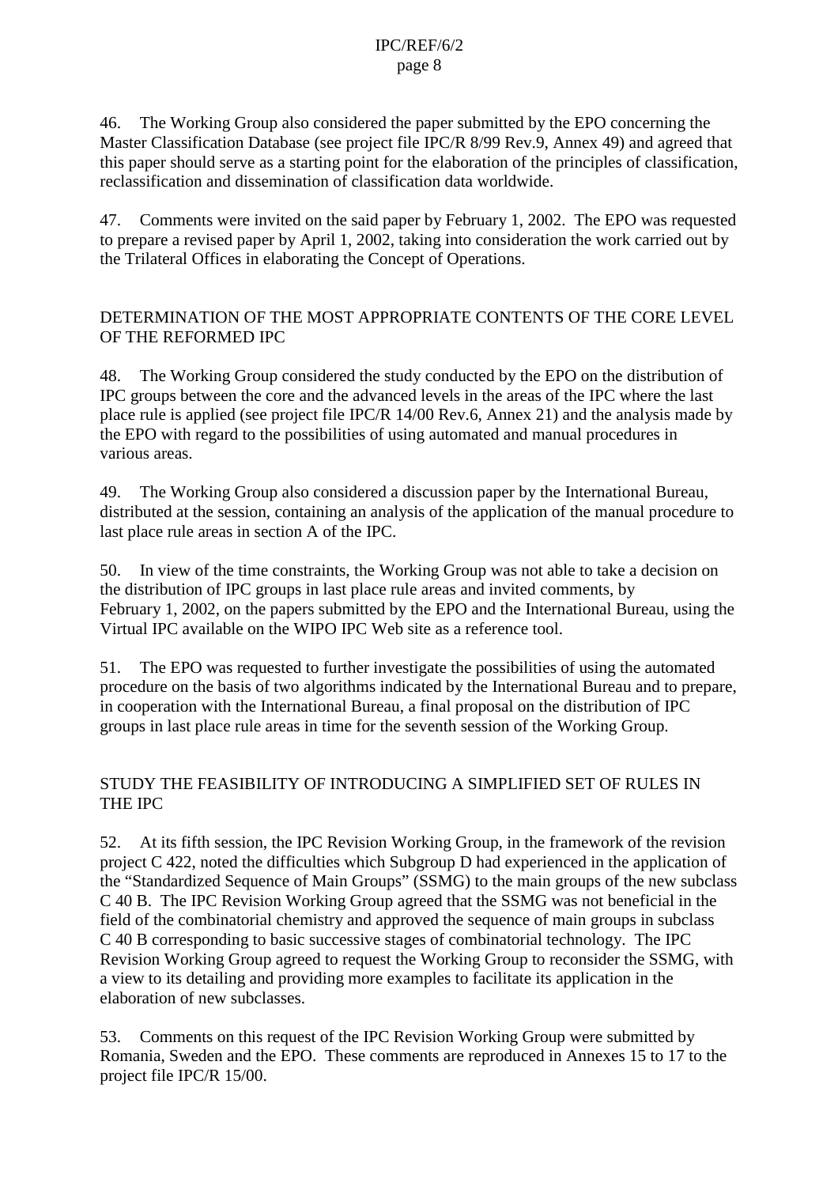46. The Working Group also considered the paper submitted by the EPO concerning the Master Classification Database (see project file IPC/R 8/99 Rev.9, Annex 49) and agreed that this paper should serve as a starting point for the elaboration of the principles of classification, reclassification and dissemination of classification data worldwide.

47. Comments were invited on the said paper by February 1, 2002. The EPO was requested to prepare a revised paper by April 1, 2002, taking into consideration the work carried out by the Trilateral Offices in elaborating the Concept of Operations.

## DETERMINATION OF THE MOST APPROPRIATE CONTENTS OF THE CORE LEVEL OF THE REFORMED IPC

48. The Working Group considered the study conducted by the EPO on the distribution of IPC groups between the core and the advanced levels in the areas of the IPC where the last place rule is applied (see project file IPC/R 14/00 Rev.6, Annex 21) and the analysis made by the EPO with regard to the possibilities of using automated and manual procedures in various areas.

49. The Working Group also considered a discussion paper by the International Bureau, distributed at the session, containing an analysis of the application of the manual procedure to last place rule areas in section A of the IPC.

50. In view of the time constraints, the Working Group was not able to take a decision on the distribution of IPC groups in last place rule areas and invited comments, by February 1, 2002, on the papers submitted by the EPO and the International Bureau, using the Virtual IPC available on the WIPO IPC Web site as a reference tool.

51. The EPO was requested to further investigate the possibilities of using the automated procedure on the basis of two algorithms indicated by the International Bureau and to prepare, in cooperation with the International Bureau, a final proposal on the distribution of IPC groups in last place rule areas in time for the seventh session of the Working Group.

## STUDY THE FEASIBILITY OF INTRODUCING A SIMPLIFIED SET OF RULES IN THE IPC

52. At its fifth session, the IPC Revision Working Group, in the framework of the revision project C 422, noted the difficulties which Subgroup D had experienced in the application of the "Standardized Sequence of Main Groups" (SSMG) to the main groups of the new subclass C 40 B. The IPC Revision Working Group agreed that the SSMG was not beneficial in the field of the combinatorial chemistry and approved the sequence of main groups in subclass C 40 B corresponding to basic successive stages of combinatorial technology. The IPC Revision Working Group agreed to request the Working Group to reconsider the SSMG, with a view to its detailing and providing more examples to facilitate its application in the elaboration of new subclasses.

53. Comments on this request of the IPC Revision Working Group were submitted by Romania, Sweden and the EPO. These comments are reproduced in Annexes 15 to 17 to the project file IPC/R 15/00.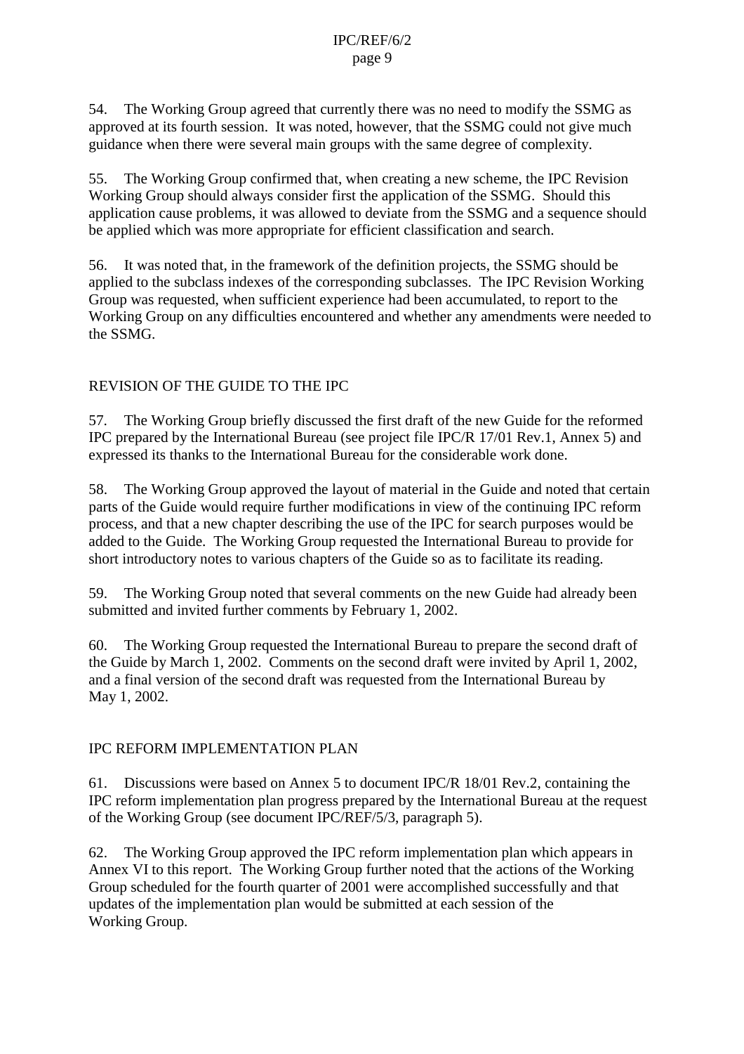54. The Working Group agreed that currently there was no need to modify the SSMG as approved at its fourth session. It was noted, however, that the SSMG could not give much guidance when there were several main groups with the same degree of complexity.

55. The Working Group confirmed that, when creating a new scheme, the IPC Revision Working Group should always consider first the application of the SSMG. Should this application cause problems, it was allowed to deviate from the SSMG and a sequence should be applied which was more appropriate for efficient classification and search.

56. It was noted that, in the framework of the definition projects, the SSMG should be applied to the subclass indexes of the corresponding subclasses. The IPC Revision Working Group was requested, when sufficient experience had been accumulated, to report to the Working Group on any difficulties encountered and whether any amendments were needed to the SSMG.

## REVISION OF THE GUIDE TO THE IPC

57. The Working Group briefly discussed the first draft of the new Guide for the reformed IPC prepared by the International Bureau (see project file IPC/R 17/01 Rev.1, Annex 5) and expressed its thanks to the International Bureau for the considerable work done.

58. The Working Group approved the layout of material in the Guide and noted that certain parts of the Guide would require further modifications in view of the continuing IPC reform process, and that a new chapter describing the use of the IPC for search purposes would be added to the Guide. The Working Group requested the International Bureau to provide for short introductory notes to various chapters of the Guide so as to facilitate its reading.

59. The Working Group noted that several comments on the new Guide had already been submitted and invited further comments by February 1, 2002.

60. The Working Group requested the International Bureau to prepare the second draft of the Guide by March 1, 2002. Comments on the second draft were invited by April 1, 2002, and a final version of the second draft was requested from the International Bureau by May 1, 2002.

## IPC REFORM IMPLEMENTATION PLAN

61. Discussions were based on Annex 5 to document IPC/R 18/01 Rev.2, containing the IPC reform implementation plan progress prepared by the International Bureau at the request of the Working Group (see document IPC/REF/5/3, paragraph 5).

62. The Working Group approved the IPC reform implementation plan which appears in Annex VI to this report. The Working Group further noted that the actions of the Working Group scheduled for the fourth quarter of 2001 were accomplished successfully and that updates of the implementation plan would be submitted at each session of the Working Group.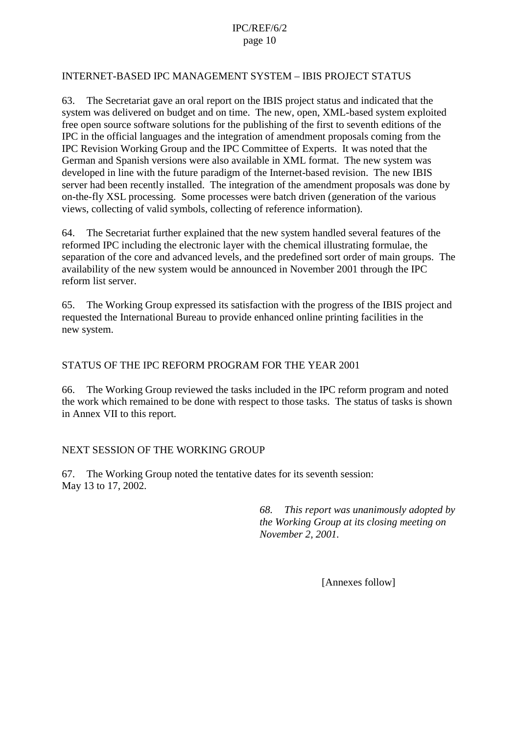## INTERNET-BASED IPC MANAGEMENT SYSTEM – IBIS PROJECT STATUS

63. The Secretariat gave an oral report on the IBIS project status and indicated that the system was delivered on budget and on time. The new, open, XML-based system exploited free open source software solutions for the publishing of the first to seventh editions of the IPC in the official languages and the integration of amendment proposals coming from the IPC Revision Working Group and the IPC Committee of Experts. It was noted that the German and Spanish versions were also available in XML format. The new system was developed in line with the future paradigm of the Internet-based revision. The new IBIS server had been recently installed. The integration of the amendment proposals was done by on-the-fly XSL processing. Some processes were batch driven (generation of the various views, collecting of valid symbols, collecting of reference information).

64. The Secretariat further explained that the new system handled several features of the reformed IPC including the electronic layer with the chemical illustrating formulae, the separation of the core and advanced levels, and the predefined sort order of main groups. The availability of the new system would be announced in November 2001 through the IPC reform list server.

65. The Working Group expressed its satisfaction with the progress of the IBIS project and requested the International Bureau to provide enhanced online printing facilities in the new system.

## STATUS OF THE IPC REFORM PROGRAM FOR THE YEAR 2001

66. The Working Group reviewed the tasks included in the IPC reform program and noted the work which remained to be done with respect to those tasks. The status of tasks is shown in Annex VII to this report.

## NEXT SESSION OF THE WORKING GROUP

67. The Working Group noted the tentative dates for its seventh session: May 13 to 17, 2002.

*68. This report was unanimously adopted by the Working Group at its closing meeting on November 2, 2001.*

[Annexes follow]